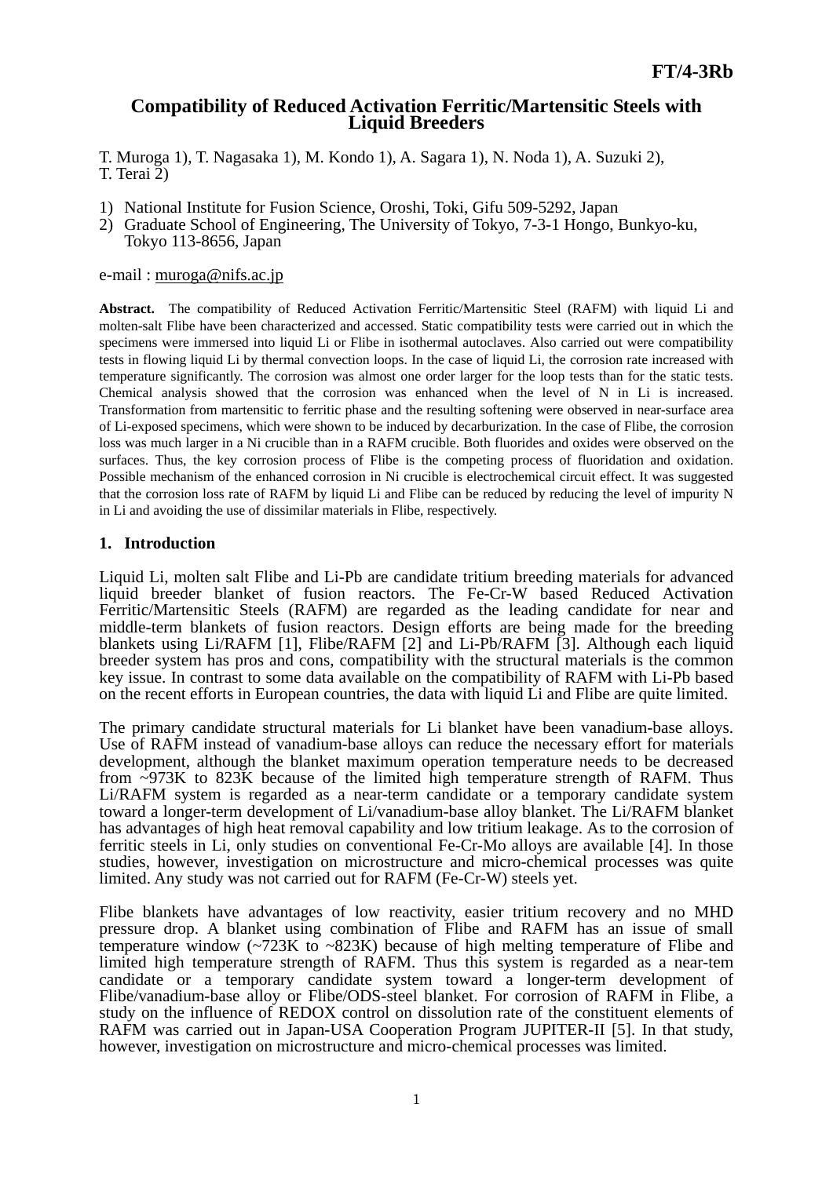FT/4-3Rb

# Compatibility of Reduced Activation Ferritic/Martensitic Steels with Liquid Breeders

T. Muroga 1), T. Nagasaka 1), M. Kondo 1), A. Sagara 1), N. Noda 1), A. Suzuki 2), T. Terai 2)

1) National Institute for Fusion Science, Oroshi, Toki, Gifu 509-5292, Japan
2) Graduate School of Engineering, The University of Tokyo, 7-3-1 Hongo, Bunkyo-ku, Tokyo 113-8656, Japan

e-mail : muroga@nifs.ac.jp

**Abstract.** The compatibility of Reduced Activation Ferritic/Martensitic Steel (RAFM) with liquid Li and molten-salt Flibe have been characterized and accessed. Static compatibility tests were carried out in which the specimens were immersed into liquid Li or Flibe in isothermal autoclaves. Also carried out were compatibility tests in flowing liquid Li by thermal convection loops. In the case of liquid Li, the corrosion rate increased with temperature significantly. The corrosion was almost one order larger for the loop tests than for the static tests. Chemical analysis showed that the corrosion was enhanced when the level of N in Li is increased. Transformation from martensitic to ferritic phase and the resulting softening were observed in near-surface area of Li-exposed specimens, which were shown to be induced by decarburization. In the case of Flibe, the corrosion loss was much larger in a Ni crucible than in a RAFM crucible. Both fluorides and oxides were observed on the surfaces. Thus, the key corrosion process of Flibe is the competing process of fluoridation and oxidation. Possible mechanism of the enhanced corrosion in Ni crucible is electrochemical circuit effect. It was suggested that the corrosion loss rate of RAFM by liquid Li and Flibe can be reduced by reducing the level of impurity N in Li and avoiding the use of dissimilar materials in Flibe, respectively.

## 1. Introduction

Liquid Li, molten salt Flibe and Li-Pb are candidate tritium breeding materials for advanced liquid breeder blanket of fusion reactors. The Fe-Cr-W based Reduced Activation Ferritic/Martensitic Steels (RAFM) are regarded as the leading candidate for near and middle-term blankets of fusion reactors. Design efforts are being made for the breeding blankets using Li/RAFM [1], Flibe/RAFM [2] and Li-Pb/RAFM [3]. Although each liquid breeder system has pros and cons, compatibility with the structural materials is the common key issue. In contrast to some data available on the compatibility of RAFM with Li-Pb based on the recent efforts in European countries, the data with liquid Li and Flibe are quite limited.

The primary candidate structural materials for Li blanket have been vanadium-base alloys. Use of RAFM instead of vanadium-base alloys can reduce the necessary effort for materials development, although the blanket maximum operation temperature needs to be decreased from ~973K to 823K because of the limited high temperature strength of RAFM. Thus Li/RAFM system is regarded as a near-term candidate or a temporary candidate system toward a longer-term development of Li/vanadium-base alloy blanket. The Li/RAFM blanket has advantages of high heat removal capability and low tritium leakage. As to the corrosion of ferritic steels in Li, only studies on conventional Fe-Cr-Mo alloys are available [4]. In those studies, however, investigation on microstructure and micro-chemical processes was quite limited. Any study was not carried out for RAFM (Fe-Cr-W) steels yet.

Flibe blankets have advantages of low reactivity, easier tritium recovery and no MHD pressure drop. A blanket using combination of Flibe and RAFM has an issue of small temperature window (~723K to ~823K) because of high melting temperature of Flibe and limited high temperature strength of RAFM. Thus this system is regarded as a near-tem candidate or a temporary candidate system toward a longer-term development of Flibe/vanadium-base alloy or Flibe/ODS-steel blanket. For corrosion of RAFM in Flibe, a study on the influence of REDOX control on dissolution rate of the constituent elements of RAFM was carried out in Japan-USA Cooperation Program JUPITER-II [5]. In that study, however, investigation on microstructure and micro-chemical processes was limited.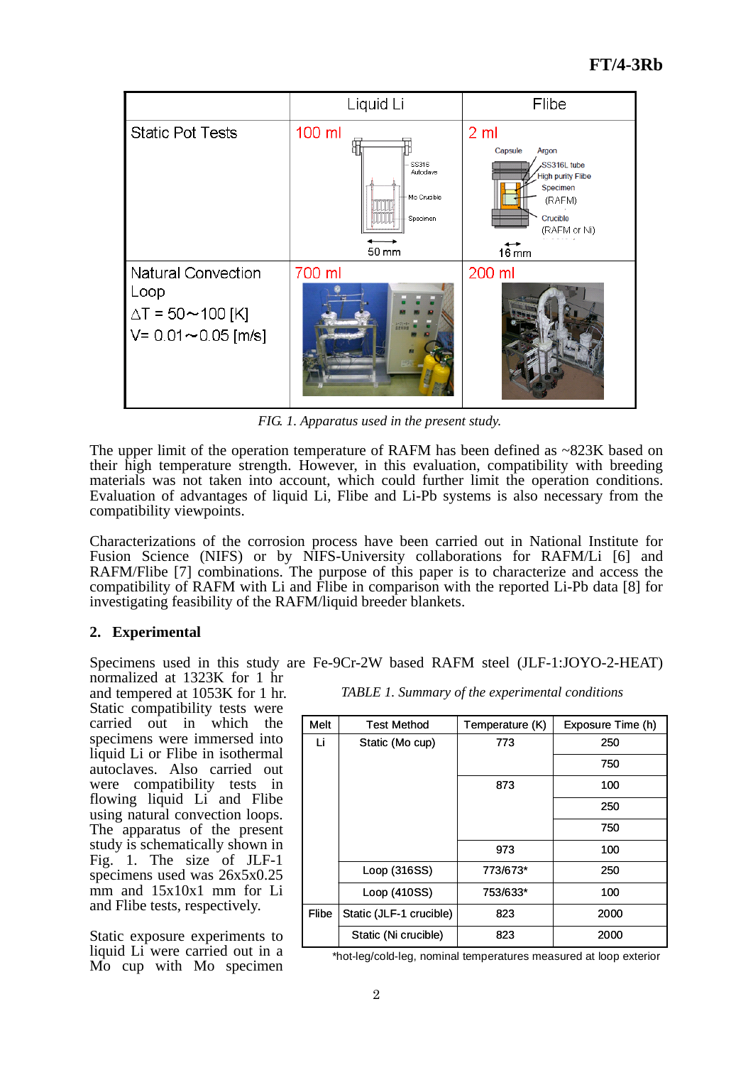| | Liquid Li | Flibe |
|---|---|---|
| Static Pot Tests | 100 ml | 2 ml |
| Natural Convection Loop<br>ΔT = 50～100 [K]<br>V= 0.01～0.05 [m/s] | 700 ml | 200 ml |

*FIG. 1. Apparatus used in the present study.*

The upper limit of the operation temperature of RAFM has been defined as ~823K based on their high temperature strength. However, in this evaluation, compatibility with breeding materials was not taken into account, which could further limit the operation conditions. Evaluation of advantages of liquid Li, Flibe and Li-Pb systems is also necessary from the compatibility viewpoints.

Characterizations of the corrosion process have been carried out in National Institute for Fusion Science (NIFS) or by NIFS-University collaborations for RAFM/Li [6] and RAFM/Flibe [7] combinations. The purpose of this paper is to characterize and access the compatibility of RAFM with Li and Flibe in comparison with the reported Li-Pb data [8] for investigating feasibility of the RAFM/liquid breeder blankets.

## 2. Experimental

Specimens used in this study are Fe-9Cr-2W based RAFM steel (JLF-1:JOYO-2-HEAT) normalized at 1323K for 1 hr and tempered at 1053K for 1 hr. Static compatibility tests were carried out in which the specimens were immersed into liquid Li or Flibe in isothermal autoclaves. Also carried out were compatibility tests in flowing liquid Li and Flibe using natural convection loops. The apparatus of the present study is schematically shown in Fig. 1. The size of JLF-1 specimens used was 26x5x0.25 mm and 15x10x1 mm for Li and Flibe tests, respectively.

*TABLE 1. Summary of the experimental conditions*

| Melt | Test Method | Temperature (K) | Exposure Time (h) |
|---|---|---|---|
| Li | Static (Mo cup) | 773 | 250 |
| | | | 750 |
| | | 873 | 100 |
| | | | 250 |
| | | | 750 |
| | | 973 | 100 |
| | Loop (316SS) | 773/673* | 250 |
| | Loop (410SS) | 753/633* | 100 |
| Flibe | Static (JLF-1 crucible) | 823 | 2000 |
| | Static (Ni crucible) | 823 | 2000 |

*hot-leg/cold-leg, nominal temperatures measured at loop exterior

Static exposure experiments to liquid Li were carried out in a Mo cup with Mo specimen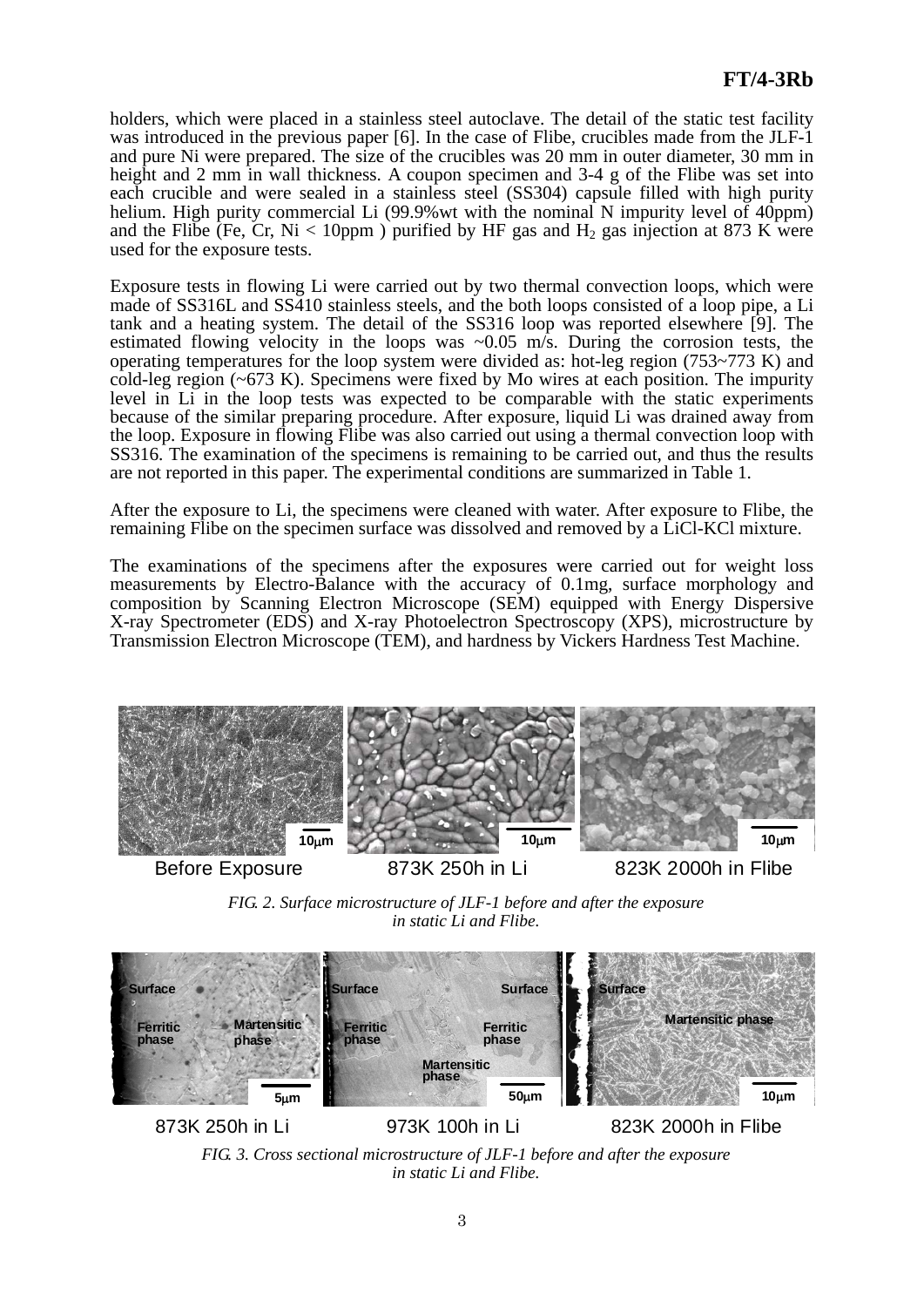holders, which were placed in a stainless steel autoclave. The detail of the static test facility was introduced in the previous paper [6]. In the case of Flibe, crucibles made from the JLF-1 and pure Ni were prepared. The size of the crucibles was 20 mm in outer diameter, 30 mm in height and 2 mm in wall thickness. A coupon specimen and 3-4 g of the Flibe was set into each crucible and were sealed in a stainless steel (SS304) capsule filled with high purity helium. High purity commercial Li (99.9%wt with the nominal N impurity level of 40ppm) and the Flibe (Fe, Cr, Ni < 10ppm ) purified by HF gas and $H_2$ gas injection at 873 K were used for the exposure tests.

Exposure tests in flowing Li were carried out by two thermal convection loops, which were made of SS316L and SS410 stainless steels, and the both loops consisted of a loop pipe, a Li tank and a heating system. The detail of the SS316 loop was reported elsewhere [9]. The estimated flowing velocity in the loops was ~0.05 m/s. During the corrosion tests, the operating temperatures for the loop system were divided as: hot-leg region (753~773 K) and cold-leg region (~673 K). Specimens were fixed by Mo wires at each position. The impurity level in Li in the loop tests was expected to be comparable with the static experiments because of the similar preparing procedure. After exposure, liquid Li was drained away from the loop. Exposure in flowing Flibe was also carried out using a thermal convection loop with SS316. The examination of the specimens is remaining to be carried out, and thus the results are not reported in this paper. The experimental conditions are summarized in Table 1.

After the exposure to Li, the specimens were cleaned with water. After exposure to Flibe, the remaining Flibe on the specimen surface was dissolved and removed by a LiCl-KCl mixture.

The examinations of the specimens after the exposures were carried out for weight loss measurements by Electro-Balance with the accuracy of 0.1mg, surface morphology and composition by Scanning Electron Microscope (SEM) equipped with Energy Dispersive X-ray Spectrometer (EDS) and X-ray Photoelectron Spectroscopy (XPS), microstructure by Transmission Electron Microscope (TEM), and hardness by Vickers Hardness Test Machine.

Before Exposure    873K 250h in Li    823K 2000h in Flibe

*FIG. 2. Surface microstructure of JLF-1 before and after the exposure in static Li and Flibe.*

873K 250h in Li    973K 100h in Li    823K 2000h in Flibe

*FIG. 3. Cross sectional microstructure of JLF-1 before and after the exposure in static Li and Flibe.*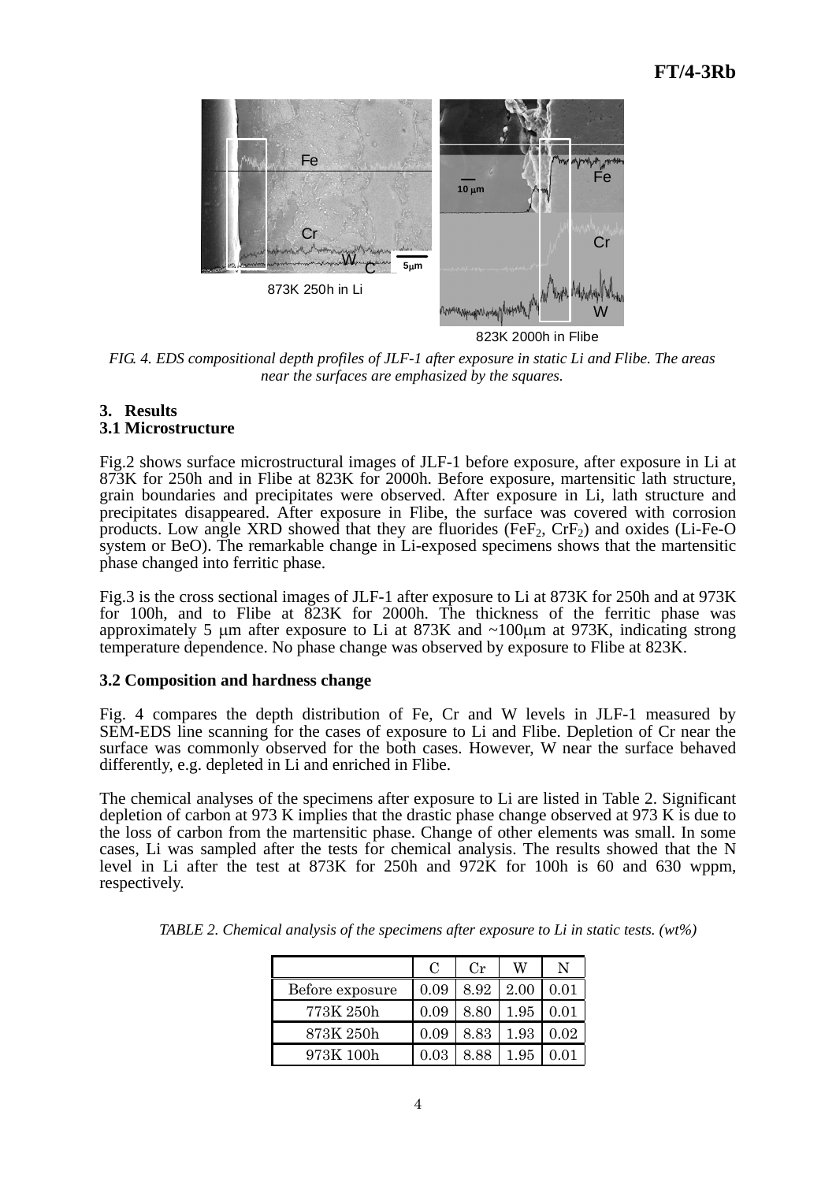FIG. 4. EDS compositional depth profiles of JLF-1 after exposure in static Li and Flibe. The areas near the surfaces are emphasized by the squares.

## 3. Results

### 3.1 Microstructure

Fig.2 shows surface microstructural images of JLF-1 before exposure, after exposure in Li at 873K for 250h and in Flibe at 823K for 2000h. Before exposure, martensitic lath structure, grain boundaries and precipitates were observed. After exposure in Li, lath structure and precipitates disappeared. After exposure in Flibe, the surface was covered with corrosion products. Low angle XRD showed that they are fluorides ($FeF_2$, $CrF_2$) and oxides (Li-Fe-O system or BeO). The remarkable change in Li-exposed specimens shows that the martensitic phase changed into ferritic phase.

Fig.3 is the cross sectional images of JLF-1 after exposure to Li at 873K for 250h and at 973K for 100h, and to Flibe at 823K for 2000h. The thickness of the ferritic phase was approximately 5 μm after exposure to Li at 873K and ~100μm at 973K, indicating strong temperature dependence. No phase change was observed by exposure to Flibe at 823K.

### 3.2 Composition and hardness change

Fig. 4 compares the depth distribution of Fe, Cr and W levels in JLF-1 measured by SEM-EDS line scanning for the cases of exposure to Li and Flibe. Depletion of Cr near the surface was commonly observed for the both cases. However, W near the surface behaved differently, e.g. depleted in Li and enriched in Flibe.

The chemical analyses of the specimens after exposure to Li are listed in Table 2. Significant depletion of carbon at 973 K implies that the drastic phase change observed at 973 K is due to the loss of carbon from the martensitic phase. Change of other elements was small. In some cases, Li was sampled after the tests for chemical analysis. The results showed that the N level in Li after the test at 873K for 250h and 972K for 100h is 60 and 630 wppm, respectively.

TABLE 2. Chemical analysis of the specimens after exposure to Li in static tests. (wt%)

| | C | Cr | W | N |
|---|---|---|---|---|
| Before exposure | 0.09 | 8.92 | 2.00 | 0.01 |
| 773K 250h | 0.09 | 8.80 | 1.95 | 0.01 |
| 873K 250h | 0.09 | 8.83 | 1.93 | 0.02 |
| 973K 100h | 0.03 | 8.88 | 1.95 | 0.01 |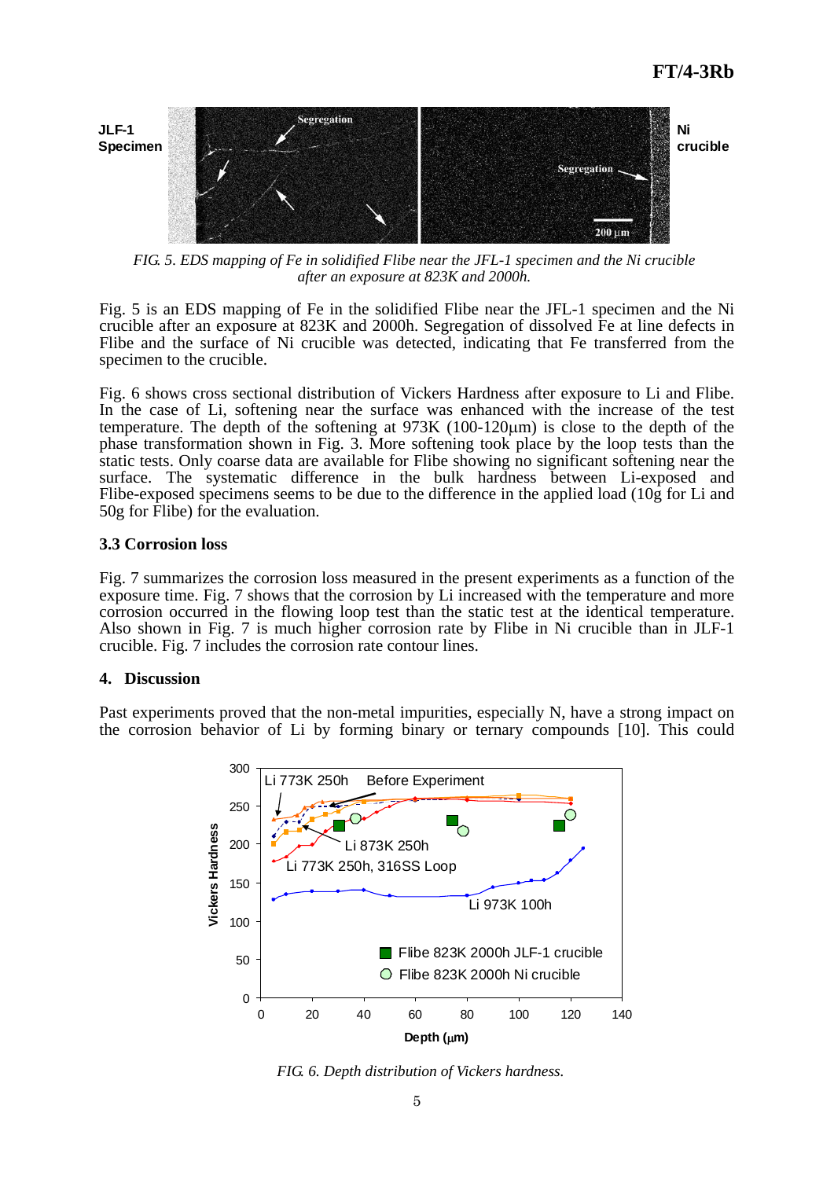FIG. 5. EDS mapping of Fe in solidified Flibe near the JFL-1 specimen and the Ni crucible after an exposure at 823K and 2000h.

Fig. 5 is an EDS mapping of Fe in the solidified Flibe near the JFL-1 specimen and the Ni crucible after an exposure at 823K and 2000h. Segregation of dissolved Fe at line defects in Flibe and the surface of Ni crucible was detected, indicating that Fe transferred from the specimen to the crucible.

Fig. 6 shows cross sectional distribution of Vickers Hardness after exposure to Li and Flibe. In the case of Li, softening near the surface was enhanced with the increase of the test temperature. The depth of the softening at 973K (100-120μm) is close to the depth of the phase transformation shown in Fig. 3. More softening took place by the loop tests than the static tests. Only coarse data are available for Flibe showing no significant softening near the surface. The systematic difference in the bulk hardness between Li-exposed and Flibe-exposed specimens seems to be due to the difference in the applied load (10g for Li and 50g for Flibe) for the evaluation.

### 3.3 Corrosion loss

Fig. 7 summarizes the corrosion loss measured in the present experiments as a function of the exposure time. Fig. 7 shows that the corrosion by Li increased with the temperature and more corrosion occurred in the flowing loop test than the static test at the identical temperature. Also shown in Fig. 7 is much higher corrosion rate by Flibe in Ni crucible than in JLF-1 crucible. Fig. 7 includes the corrosion rate contour lines.

## 4. Discussion

Past experiments proved that the non-metal impurities, especially N, have a strong impact on the corrosion behavior of Li by forming binary or ternary compounds [10]. This could

FIG. 6. Depth distribution of Vickers hardness.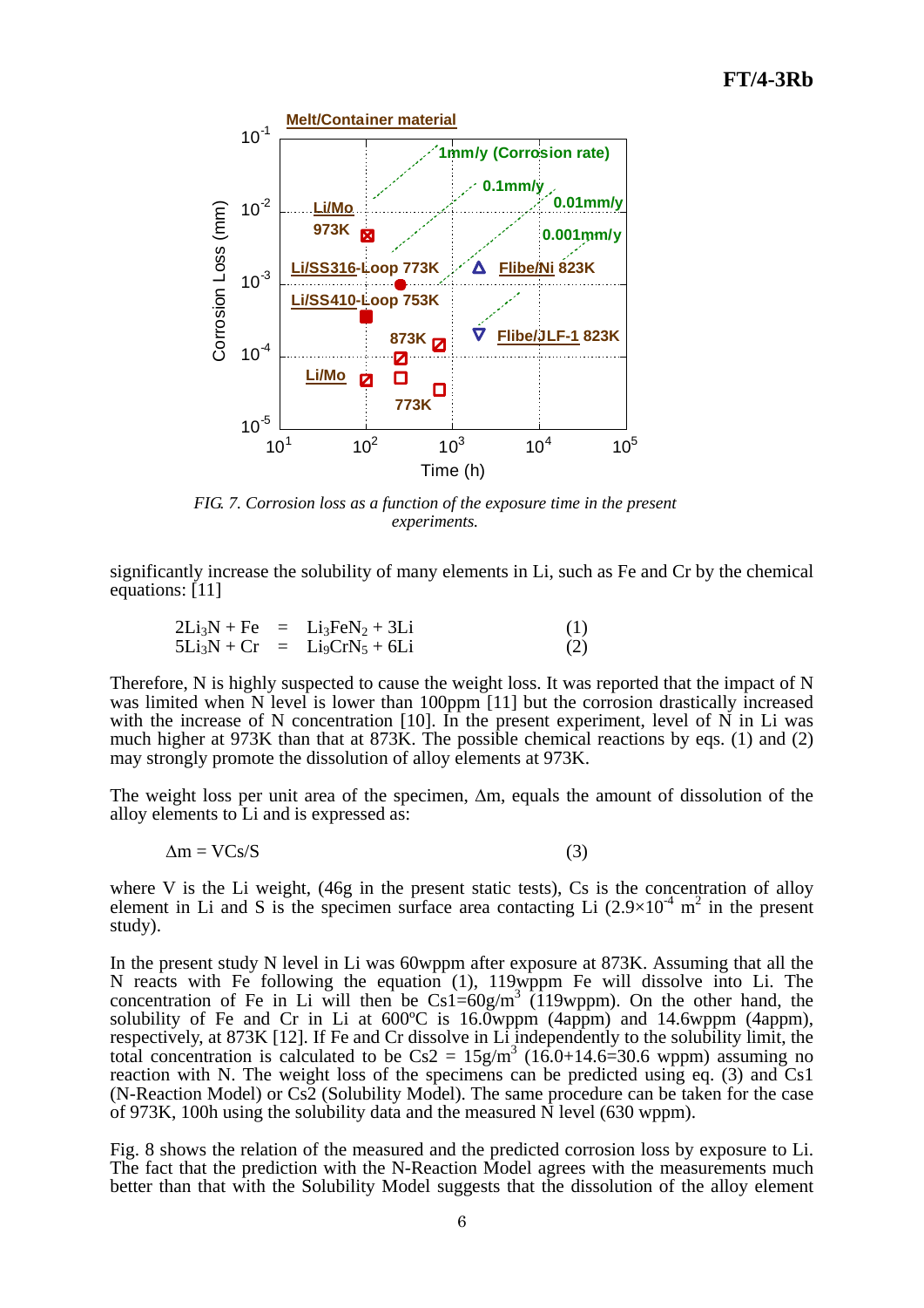FIG. 7. Corrosion loss as a function of the exposure time in the present experiments.

significantly increase the solubility of many elements in Li, such as Fe and Cr by the chemical equations: [11]

$$2Li_3N + Fe \quad = \quad Li_3FeN_2 + 3Li \qquad (1)$$

$$5Li_3N + Cr \quad = \quad Li_9CrN_5 + 6Li \qquad (2)$$

Therefore, N is highly suspected to cause the weight loss. It was reported that the impact of N was limited when N level is lower than 100ppm [11] but the corrosion drastically increased with the increase of N concentration [10]. In the present experiment, level of N in Li was much higher at 973K than that at 873K. The possible chemical reactions by eqs. (1) and (2) may strongly promote the dissolution of alloy elements at 973K.

The weight loss per unit area of the specimen, $\Delta m$, equals the amount of dissolution of the alloy elements to Li and is expressed as:

$$\Delta m = VCs/S \qquad (3)$$

where V is the Li weight, (46g in the present static tests), Cs is the concentration of alloy element in Li and S is the specimen surface area contacting Li ($2.9\times10^{-4}$ $m^2$ in the present study).

In the present study N level in Li was 60wppm after exposure at 873K. Assuming that all the N reacts with Fe following the equation (1), 119wppm Fe will dissolve into Li. The concentration of Fe in Li will then be Cs1=60g/$m^3$ (119wppm). On the other hand, the solubility of Fe and Cr in Li at 600ºC is 16.0wppm (4appm) and 14.6wppm (4appm), respectively, at 873K [12]. If Fe and Cr dissolve in Li independently to the solubility limit, the total concentration is calculated to be Cs2 = 15g/$m^3$ (16.0+14.6=30.6 wppm) assuming no reaction with N. The weight loss of the specimens can be predicted using eq. (3) and Cs1 (N-Reaction Model) or Cs2 (Solubility Model). The same procedure can be taken for the case of 973K, 100h using the solubility data and the measured N level (630 wppm).

Fig. 8 shows the relation of the measured and the predicted corrosion loss by exposure to Li. The fact that the prediction with the N-Reaction Model agrees with the measurements much better than that with the Solubility Model suggests that the dissolution of the alloy element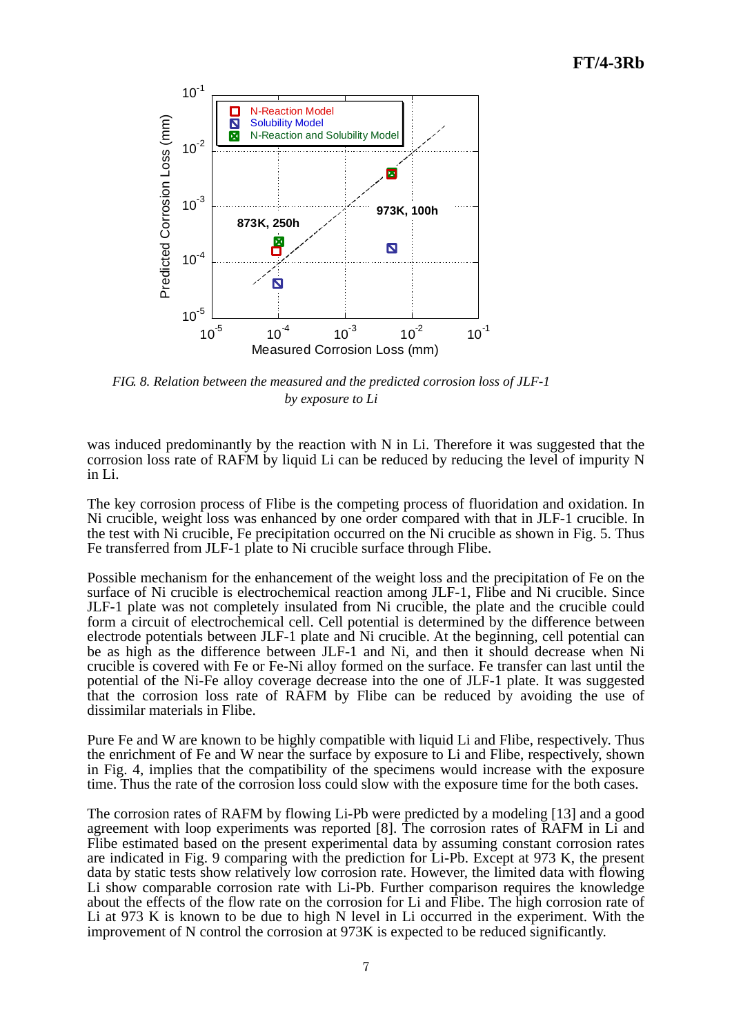*FIG. 8. Relation between the measured and the predicted corrosion loss of JLF-1 by exposure to Li*

was induced predominantly by the reaction with N in Li. Therefore it was suggested that the corrosion loss rate of RAFM by liquid Li can be reduced by reducing the level of impurity N in Li.

The key corrosion process of Flibe is the competing process of fluoridation and oxidation. In Ni crucible, weight loss was enhanced by one order compared with that in JLF-1 crucible. In the test with Ni crucible, Fe precipitation occurred on the Ni crucible as shown in Fig. 5. Thus Fe transferred from JLF-1 plate to Ni crucible surface through Flibe.

Possible mechanism for the enhancement of the weight loss and the precipitation of Fe on the surface of Ni crucible is electrochemical reaction among JLF-1, Flibe and Ni crucible. Since JLF-1 plate was not completely insulated from Ni crucible, the plate and the crucible could form a circuit of electrochemical cell. Cell potential is determined by the difference between electrode potentials between JLF-1 plate and Ni crucible. At the beginning, cell potential can be as high as the difference between JLF-1 and Ni, and then it should decrease when Ni crucible is covered with Fe or Fe-Ni alloy formed on the surface. Fe transfer can last until the potential of the Ni-Fe alloy coverage decrease into the one of JLF-1 plate. It was suggested that the corrosion loss rate of RAFM by Flibe can be reduced by avoiding the use of dissimilar materials in Flibe.

Pure Fe and W are known to be highly compatible with liquid Li and Flibe, respectively. Thus the enrichment of Fe and W near the surface by exposure to Li and Flibe, respectively, shown in Fig. 4, implies that the compatibility of the specimens would increase with the exposure time. Thus the rate of the corrosion loss could slow with the exposure time for the both cases.

The corrosion rates of RAFM by flowing Li-Pb were predicted by a modeling [13] and a good agreement with loop experiments was reported [8]. The corrosion rates of RAFM in Li and Flibe estimated based on the present experimental data by assuming constant corrosion rates are indicated in Fig. 9 comparing with the prediction for Li-Pb. Except at 973 K, the present data by static tests show relatively low corrosion rate. However, the limited data with flowing Li show comparable corrosion rate with Li-Pb. Further comparison requires the knowledge about the effects of the flow rate on the corrosion for Li and Flibe. The high corrosion rate of Li at 973 K is known to be due to high N level in Li occurred in the experiment. With the improvement of N control the corrosion at 973K is expected to be reduced significantly.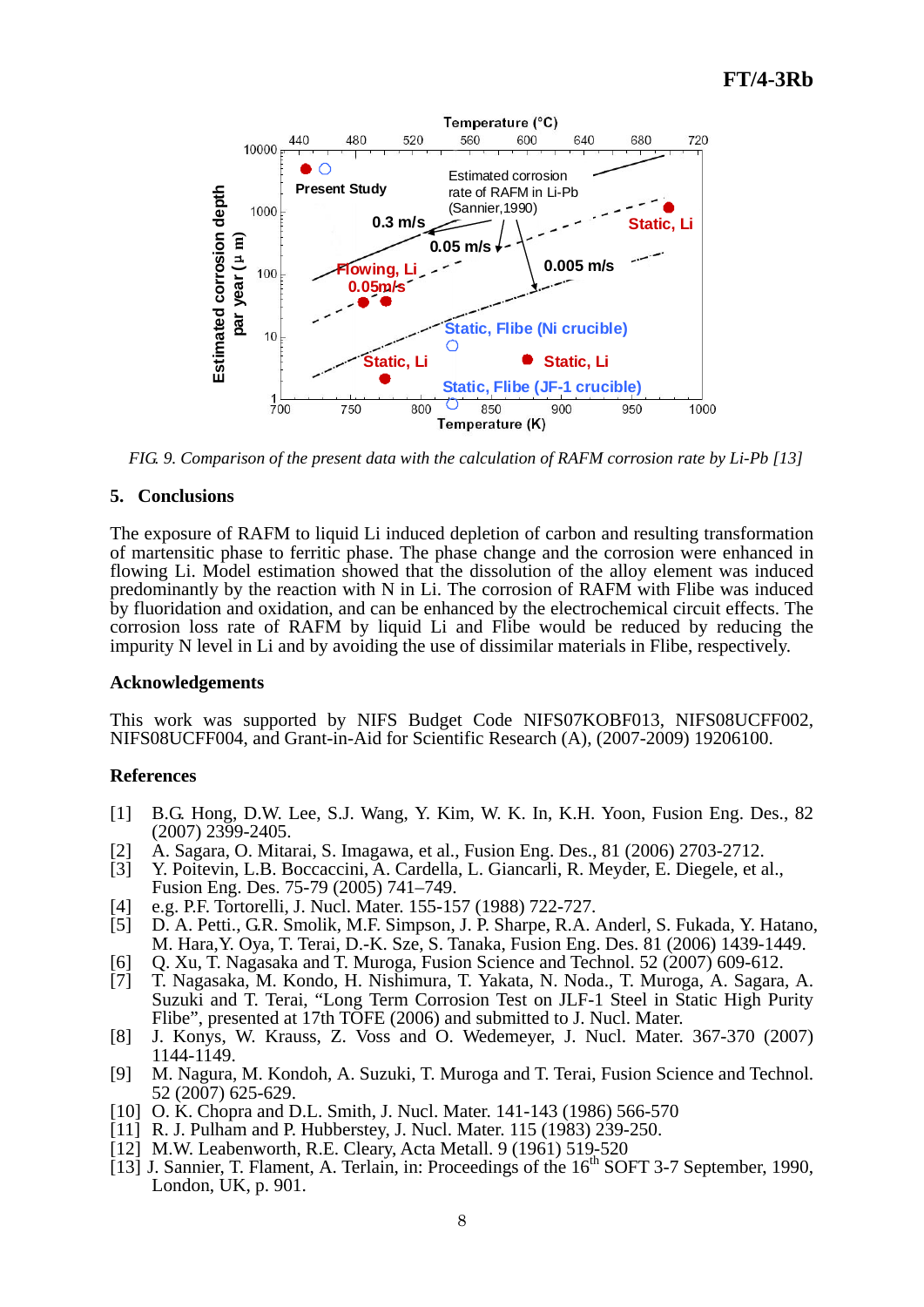Temperature (°C)

440 480 520 560 600 640 680 720

10000

1000

100

10

1

Estimated corrosion depth par year (μ m)

Present Study

Estimated corrosion rate of RAFM in Li-Pb (Sannier,1990)

0.3 m/s

0.05 m/s

0.005 m/s

Static, Li

Flowing, Li 0.05m/s

Static, Flibe (Ni crucible)

Static, Li

Static, Li

Static, Flibe (JF-1 crucible)

700 750 800 850 900 950 1000

Temperature (K)

*FIG. 9. Comparison of the present data with the calculation of RAFM corrosion rate by Li-Pb [13]*

## 5. Conclusions

The exposure of RAFM to liquid Li induced depletion of carbon and resulting transformation of martensitic phase to ferritic phase. The phase change and the corrosion were enhanced in flowing Li. Model estimation showed that the dissolution of the alloy element was induced predominantly by the reaction with N in Li. The corrosion of RAFM with Flibe was induced by fluoridation and oxidation, and can be enhanced by the electrochemical circuit effects. The corrosion loss rate of RAFM by liquid Li and Flibe would be reduced by reducing the impurity N level in Li and by avoiding the use of dissimilar materials in Flibe, respectively.

### Acknowledgements

This work was supported by NIFS Budget Code NIFS07KOBF013, NIFS08UCFF002, NIFS08UCFF004, and Grant-in-Aid for Scientific Research (A), (2007-2009) 19206100.

### References

[1] B.G. Hong, D.W. Lee, S.J. Wang, Y. Kim, W. K. In, K.H. Yoon, Fusion Eng. Des., 82 (2007) 2399-2405.
[2] A. Sagara, O. Mitarai, S. Imagawa, et al., Fusion Eng. Des., 81 (2006) 2703-2712.
[3] Y. Poitevin, L.B. Boccaccini, A. Cardella, L. Giancarli, R. Meyder, E. Diegele, et al., Fusion Eng. Des. 75-79 (2005) 741–749.
[4] e.g. P.F. Tortorelli, J. Nucl. Mater. 155-157 (1988) 722-727.
[5] D. A. Petti., G.R. Smolik, M.F. Simpson, J. P. Sharpe, R.A. Anderl, S. Fukada, Y. Hatano, M. Hara,Y. Oya, T. Terai, D.-K. Sze, S. Tanaka, Fusion Eng. Des. 81 (2006) 1439-1449.
[6] Q. Xu, T. Nagasaka and T. Muroga, Fusion Science and Technol. 52 (2007) 609-612.
[7] T. Nagasaka, M. Kondo, H. Nishimura, T. Yakata, N. Noda., T. Muroga, A. Sagara, A. Suzuki and T. Terai, "Long Term Corrosion Test on JLF-1 Steel in Static High Purity Flibe", presented at 17th TOFE (2006) and submitted to J. Nucl. Mater.
[8] J. Konys, W. Krauss, Z. Voss and O. Wedemeyer, J. Nucl. Mater. 367-370 (2007) 1144-1149.
[9] M. Nagura, M. Kondoh, A. Suzuki, T. Muroga and T. Terai, Fusion Science and Technol. 52 (2007) 625-629.
[10] O. K. Chopra and D.L. Smith, J. Nucl. Mater. 141-143 (1986) 566-570
[11] R. J. Pulham and P. Hubberstey, J. Nucl. Mater. 115 (1983) 239-250.
[12] M.W. Leabenworth, R.E. Cleary, Acta Metall. 9 (1961) 519-520
[13] J. Sannier, T. Flament, A. Terlain, in: Proceedings of the 16th SOFT 3-7 September, 1990, London, UK, p. 901.